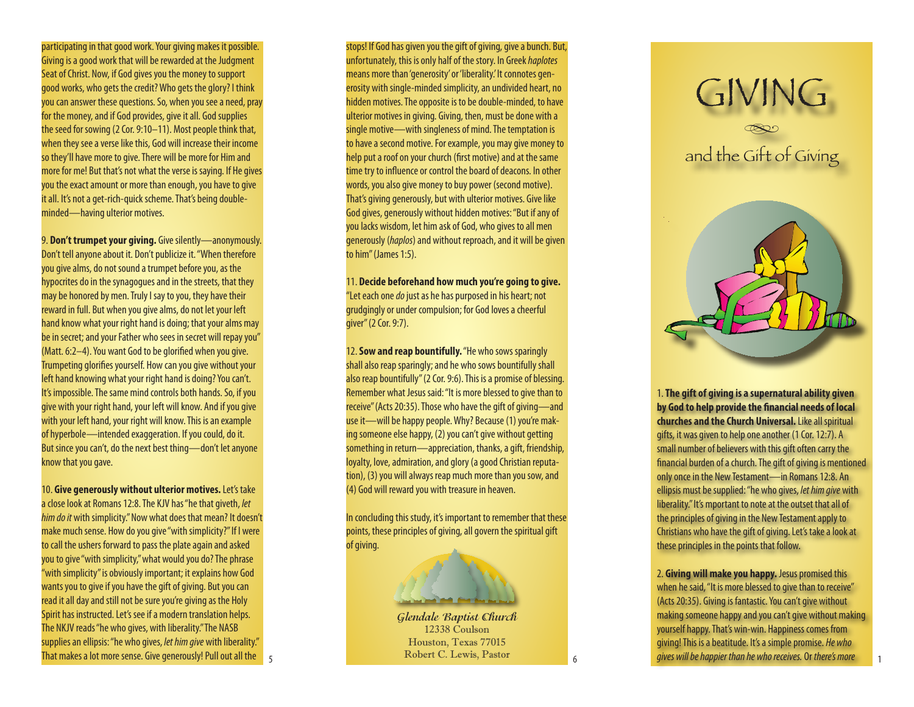participating in that good work. Your giving makes it possible. Giving is a good work that will be rewarded at the Judgment Seat of Christ. Now, if God gives you the money to support good works, who gets the credit? Who gets the glory? I think you can answer these questions. So, when you see a need, pray for the money, and if God provides, give it all. God supplies the seed for sowing (2 Cor. 9:10–11). Most people think that, when they see a verse like this, God will increase their income so they'll have more to give. There will be more for Him and more for me! But that's not what the verse is saying. If He gives you the exact amount or more than enough, you have to give it all. It's not a get-rich-quick scheme. That's being double-minded—having ulterior motives.

9. **Don't trumpet your giving.** Give silently—anonymously. Don't tell anyone about it. Don't publicize it. "When therefore you give alms, do not sound a trumpet before you, as the hypocrites do in the synagogues and in the streets, that they may be honored by men. Truly I say to you, they have their reward in full. But when you give alms, do not let your left hand know what your right hand is doing; that your alms may be in secret; and your Father who sees in secret will repay you" (Matt. 6:2–4). You want God to be glorified when you give. Trumpeting glorifies yourself. How can you give without your left hand knowing what your right hand is doing? You can't. It's impossible. The same mind controls both hands. So, if you give with your right hand, your left will know. And if you give with your left hand, your right will know. This is an example of hyperbole—intended exaggeration. If you could, do it. But since you can't, do the next best thing—don't let anyone know that you gave.

10. **Give generously without ulterior motives.** Let's take a close look at Romans 12:8. The KJV has "he that giveth, *let him do it* with simplicity." Now what does that mean? It doesn't make much sense. How do you give "with simplicity?" If I were to call the ushers forward to pass the plate again and asked you to give "with simplicity," what would you do? The phrase "with simplicity" is obviously important; it explains how God wants you to give if you have the gift of giving. But you can read it all day and still not be sure you're giving as the Holy Spirit has instructed. Let's see if a modern translation helps. The NKJV reads "he who gives, with liberality." The NASB supplies an ellipsis: "he who gives, *let him give* with liberality." That makes a lot more sense. Give generously! Pull out all the stops! If God has given you the gift of giving, give a bunch. But, unfortunately, this is only half of the story. In Greek *haplotes* means more than 'generosity' or 'liberality.' It connotes generosity with single-minded simplicity, an undivided heart, no hidden motives. The opposite is to be double-minded, to have ulterior motives in giving. Giving, then, must be done with a single motive—with singleness of mind. The temptation is to have a second motive. For example, you may give money to help put a roof on your church (first motive) and at the same time try to influence or control the board of deacons. In other words, you also give money to buy power (second motive). That's giving generously, but with ulterior motives. Give like God gives, generously without hidden motives: "But if any of you lacks wisdom, let him ask of God, who gives to all men generously (*haplos*) and without reproach, and it will be given to him" (James 1:5).

11. **Decide beforehand how much you're going to give.** "Let each one *do* just as he has purposed in his heart; not grudgingly or under compulsion; for God loves a cheerful giver" (2 Cor. 9:7).

12. **Sow and reap bountifully.** "He who sows sparingly shall also reap sparingly; and he who sows bountifully shall also reap bountifully" (2 Cor. 9:6). This is a promise of blessing. Remember what Jesus said: "It is more blessed to give than to receive" (Acts 20:35). Those who have the gift of giving—and use it—will be happy people. Why? Because (1) you're making someone else happy, (2) you can't give without getting something in return—appreciation, thanks, a gift, friendship, loyalty, love, admiration, and glory (a good Christian reputation), (3) you will always reap much more than you sow, and (4) God will reward you with treasure in heaven.

In concluding this study, it's important to remember that these points, these principles of giving, all govern the spiritual gift of giving.

*Glendale Baptist Church*
12338 Coulson
Houston, Texas 77015
Robert C. Lewis, Pastor

# GIVING

## and the Gift of Giving

1. **The gift of giving is a supernatural ability given by God to help provide the financial needs of local churches and the Church Universal.** Like all spiritual gifts, it was given to help one another (1 Cor. 12:7). A small number of believers with this gift often carry the financial burden of a church. The gift of giving is mentioned only once in the New Testament—in Romans 12:8. An ellipsis must be supplied: "he who gives, *let him give* with liberality." It's important to note at the outset that all of the principles of giving in the New Testament apply to Christians who have the gift of giving. Let's take a look at these principles in the points that follow.

2. **Giving will make you happy.** Jesus promised this when he said, "It is more blessed to give than to receive" (Acts 20:35). Giving is fantastic. You can't give without making someone happy and you can't give without making yourself happy. That's win-win. Happiness comes from giving! This is a beatitude. It's a simple promise. *He who gives will be happier than he who receives.* Or *there's more*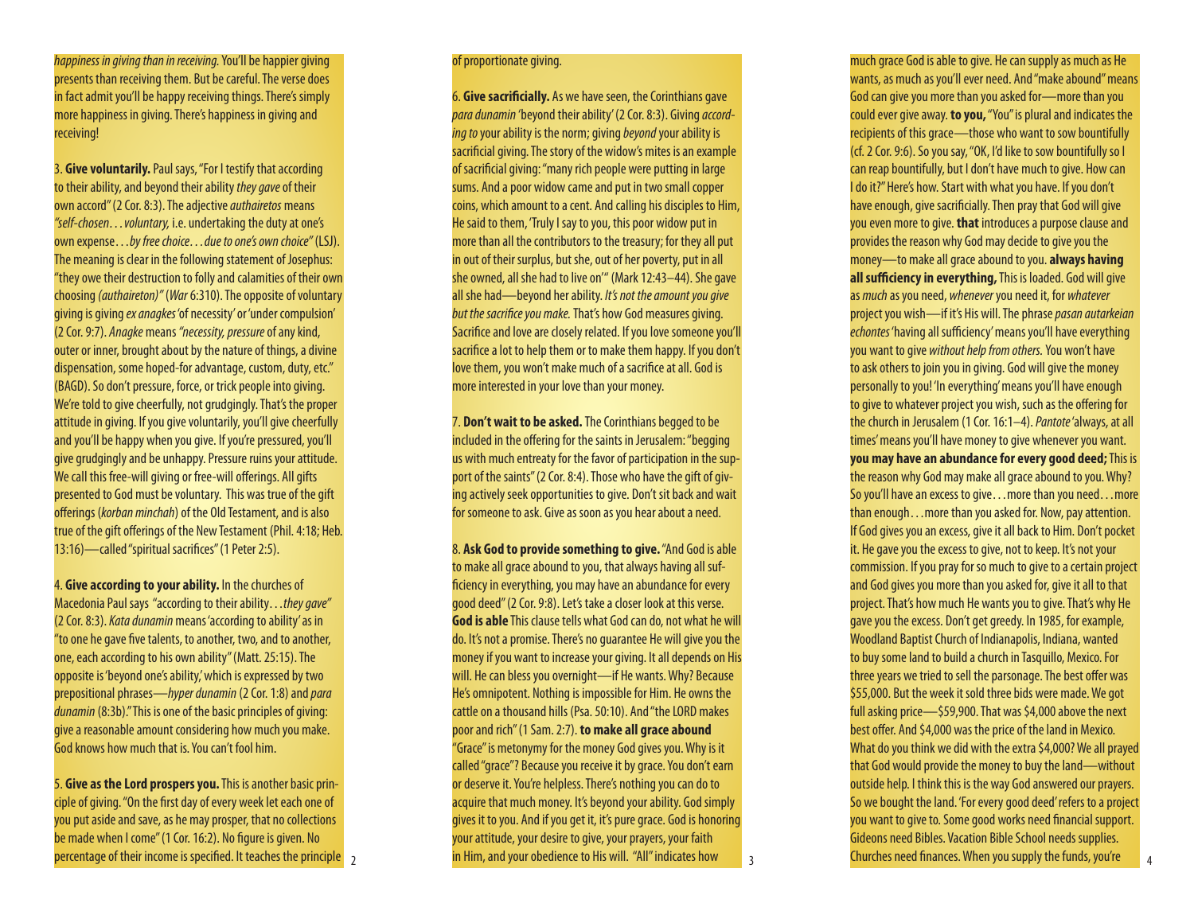*happiness in giving than in receiving.* You'll be happier giving presents than receiving them. But be careful. The verse does in fact admit you'll be happy receiving things. There's simply more happiness in giving. There's happiness in giving and receiving!

3. **Give voluntarily.** Paul says, "For I testify that according to their ability, and beyond their ability *they gave* of their own accord" (2 Cor. 8:3). The adjective *authairetos* means *"self-chosen. . . voluntary,* i.e. undertaking the duty at one's own expense. . . *by free choice. . . due to one's own choice"* (LSJ). The meaning is clear in the following statement of Josephus: "they owe their destruction to folly and calamities of their own choosing *(authaireton)"* (*War* 6:310). The opposite of voluntary giving is giving *ex anagkes* 'of necessity' or 'under compulsion' (2 Cor. 9:7). *Anagke* means *"necessity, pressure* of any kind, outer or inner, brought about by the nature of things, a divine dispensation, some hoped-for advantage, custom, duty, etc." (BAGD). So don't pressure, force, or trick people into giving. We're told to give cheerfully, not grudgingly. That's the proper attitude in giving. If you give voluntarily, you'll give cheerfully and you'll be happy when you give. If you're pressured, you'll give grudgingly and be unhappy. Pressure ruins your attitude. We call this free-will giving or free-will offerings. All gifts presented to God must be voluntary. This was true of the gift offerings (*korban minchah*) of the Old Testament, and is also true of the gift offerings of the New Testament (Phil. 4:18; Heb. 13:16)—called "spiritual sacrifices" (1 Peter 2:5).

4. **Give according to your ability.** In the churches of Macedonia Paul says "according to their ability. . . *they gave"* (2 Cor. 8:3). *Kata dunamin* means 'according to ability' as in "to one he gave five talents, to another, two, and to another, one, each according to his own ability" (Matt. 25:15). The opposite is 'beyond one's ability,' which is expressed by two prepositional phrases—*hyper dunamin* (2 Cor. 1:8) and *para dunamin* (8:3b)." This is one of the basic principles of giving: give a reasonable amount considering how much you make. God knows how much that is. You can't fool him.

5. **Give as the Lord prospers you.** This is another basic principle of giving. "On the first day of every week let each one of you put aside and save, as he may prosper, that no collections be made when I come" (1 Cor. 16:2). No figure is given. No percentage of their income is specified. It teaches the principle of proportionate giving.

6. **Give sacrificially.** As we have seen, the Corinthians gave *para dunamin* 'beyond their ability' (2 Cor. 8:3). Giving *according to* your ability is the norm; giving *beyond* your ability is sacrificial giving. The story of the widow's mites is an example of sacrificial giving: "many rich people were putting in large sums. And a poor widow came and put in two small copper coins, which amount to a cent. And calling his disciples to Him, He said to them, 'Truly I say to you, this poor widow put in more than all the contributors to the treasury; for they all put in out of their surplus, but she, out of her poverty, put in all she owned, all she had to live on'" (Mark 12:43–44). She gave all she had—beyond her ability. *It's not the amount you give but the sacrifice you make.* That's how God measures giving. Sacrifice and love are closely related. If you love someone you'll sacrifice a lot to help them or to make them happy. If you don't love them, you won't make much of a sacrifice at all. God is more interested in your love than your money.

7. **Don't wait to be asked.** The Corinthians begged to be included in the offering for the saints in Jerusalem: "begging us with much entreaty for the favor of participation in the support of the saints" (2 Cor. 8:4). Those who have the gift of giving actively seek opportunities to give. Don't sit back and wait for someone to ask. Give as soon as you hear about a need.

8. **Ask God to provide something to give.** "And God is able to make all grace abound to you, that always having all sufficiency in everything, you may have an abundance for every good deed" (2 Cor. 9:8). Let's take a closer look at this verse. **God is able** This clause tells what God can do, not what he will do. It's not a promise. There's no guarantee He will give you the money if you want to increase your giving. It all depends on His will. He can bless you overnight—if He wants. Why? Because He's omnipotent. Nothing is impossible for Him. He owns the cattle on a thousand hills (Psa. 50:10). And "the LORD makes poor and rich" (1 Sam. 2:7). **to make all grace abound** "Grace" is metonymy for the money God gives you. Why is it called "grace"? Because you receive it by grace. You don't earn or deserve it. You're helpless. There's nothing you can do to acquire that much money. It's beyond your ability. God simply gives it to you. And if you get it, it's pure grace. God is honoring your attitude, your desire to give, your prayers, your faith in Him, and your obedience to His will. "All" indicates how much grace God is able to give. He can supply as much as He wants, as much as you'll ever need. And "make abound" means God can give you more than you asked for—more than you could ever give away. **to you,** "You" is plural and indicates the recipients of this grace—those who want to sow bountifully (cf. 2 Cor. 9:6). So you say, "OK, I'd like to sow bountifully so I can reap bountifully, but I don't have much to give. How can I do it?" Here's how. Start with what you have. If you don't have enough, give sacrificially. Then pray that God will give you even more to give. **that** introduces a purpose clause and provides the reason why God may decide to give you the money—to make all grace abound to you. **always having all sufficiency in everything,** This is loaded. God will give as *much* as you need, *whenever* you need it, for *whatever* project you wish—if it's His will. The phrase *pasan autarkeian echontes* 'having all sufficiency' means you'll have everything you want to give *without help from others.* You won't have to ask others to join you in giving. God will give the money personally to you! 'In everything' means you'll have enough to give to whatever project you wish, such as the offering for the church in Jerusalem (1 Cor. 16:1–4). *Pantote* 'always, at all times' means you'll have money to give whenever you want. **you may have an abundance for every good deed;** This is the reason why God may make all grace abound to you. Why? So you'll have an excess to give. . . more than you need. . . more than enough. . . more than you asked for. Now, pay attention. If God gives you an excess, give it all back to Him. Don't pocket it. He gave you the excess to give, not to keep. It's not your commission. If you pray for so much to give to a certain project and God gives you more than you asked for, give it all to that project. That's how much He wants you to give. That's why He gave you the excess. Don't get greedy. In 1985, for example, Woodland Baptist Church of Indianapolis, Indiana, wanted to buy some land to build a church in Tasquillo, Mexico. For three years we tried to sell the parsonage. The best offer was $55,000. But the week it sold three bids were made. We got full asking price—$59,900. That was $4,000 above the next best offer. And $4,000 was the price of the land in Mexico. What do you think we did with the extra $4,000? We all prayed that God would provide the money to buy the land—without outside help. I think this is the way God answered our prayers. So we bought the land. 'For every good deed' refers to a project you want to give to. Some good works need financial support. Gideons need Bibles. Vacation Bible School needs supplies. Churches need finances. When you supply the funds, you're